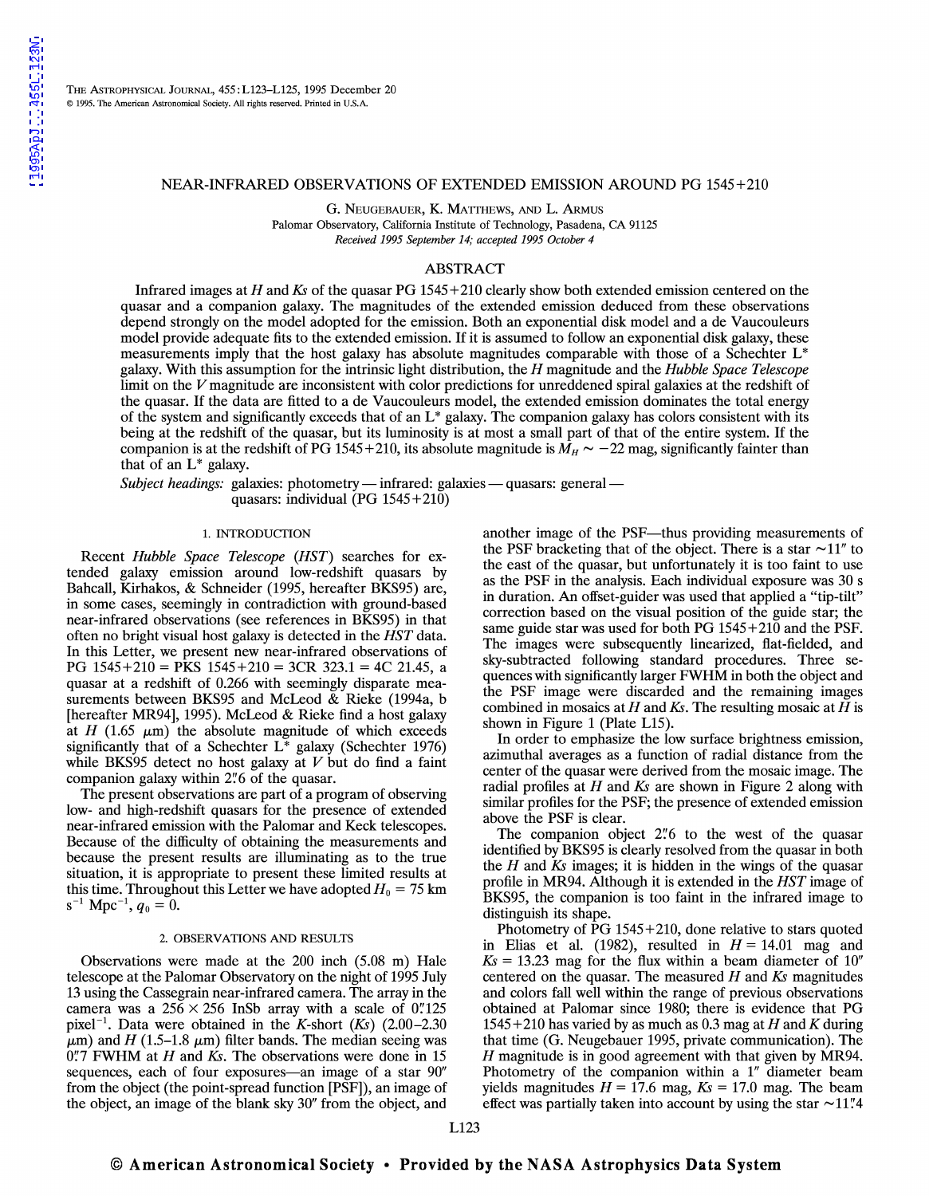# NEAR-INFRARED OBSERVATIONS OF EXTENDED EMISSION AROUND PG 1545+210

G. Neugebauer, K. Matthews, and L. Armus

Palomar Observatory, California Institute of Technology, Pasadena, CA 91125

*Received 1995 September 14; accepted 1995 October 4*

## ABSTRACT

Infrared images at *H* and *Ks* of the quasar PG 1545+210 clearly show both extended emission centered on the quasar and a companion galaxy. The magnitudes of the extended emission deduced from these observations depend strongly on the model adopted for the emission. Both an exponential disk model and a de Vaucouleurs model provide adequate fits to the extended emission. If it is assumed to follow an exponential disk galaxy, these measurements imply that the host galaxy has absolute magnitudes comparable with those of a Schechter L* galaxy. With this assumption for the intrinsic light distribution, the *H* magnitude and the *Hubble Space Telescope* limit on the *V* magnitude are inconsistent with color predictions for unreddened spiral galaxies at the redshift of the quasar. If the data are fitted to a de Vaucouleurs model, the extended emission dominates the total energy of the system and significantly exceeds that of an L* galaxy. The companion galaxy has colors consistent with its being at the redshift of the quasar, but its luminosity is at most a small part of that of the entire system. If the companion is at the redshift of PG 1545+210, its absolute magnitude is $M_H \sim -22$ mag, significantly fainter than that of an L* galaxy.

*Subject headings:* galaxies: photometry — infrared: galaxies — quasars: general — quasars: individual (PG 1545+210)

## 1. INTRODUCTION

Recent *Hubble Space Telescope* (*HST*) searches for extended galaxy emission around low-redshift quasars by Bahcall, Kirhakos, & Schneider (1995, hereafter BKS95) are, in some cases, seemingly in contradiction with ground-based near-infrared observations (see references in BKS95) in that often no bright visual host galaxy is detected in the *HST* data. In this Letter, we present new near-infrared observations of PG 1545+210 = PKS 1545+210 = 3CR 323.1 = 4C 21.45, a quasar at a redshift of 0.266 with seemingly disparate measurements between BKS95 and McLeod & Rieke (1994a, b [hereafter MR94], 1995). McLeod & Rieke find a host galaxy at *H* (1.65 μm) the absolute magnitude of which exceeds significantly that of a Schechter L* galaxy (Schechter 1976) while BKS95 detect no host galaxy at *V* but do find a faint companion galaxy within 2″.6 of the quasar.

The present observations are part of a program of observing low- and high-redshift quasars for the presence of extended near-infrared emission with the Palomar and Keck telescopes. Because of the difficulty of obtaining the measurements and because the present results are illuminating as to the true situation, it is appropriate to present these limited results at this time. Throughout this Letter we have adopted $H_0 = 75$ km s$^{-1}$ Mpc$^{-1}$, $q_0 = 0$.

## 2. OBSERVATIONS AND RESULTS

Observations were made at the 200 inch (5.08 m) Hale telescope at the Palomar Observatory on the night of 1995 July 13 using the Cassegrain near-infrared camera. The array in the camera was a 256 × 256 InSb array with a scale of 0″.125 pixel$^{-1}$. Data were obtained in the *K*-short (*Ks*) (2.00–2.30 μm) and *H* (1.5–1.8 μm) filter bands. The median seeing was 0″.7 FWHM at *H* and *Ks*. The observations were done in 15 sequences, each of four exposures—an image of a star 90″ from the object (the point-spread function [PSF]), an image of the object, an image of the blank sky 30″ from the object, and another image of the PSF—thus providing measurements of the PSF bracketing that of the object. There is a star ~11″ to the east of the quasar, but unfortunately it is too faint to use as the PSF in the analysis. Each individual exposure was 30 s in duration. An offset-guider was used that applied a "tip-tilt" correction based on the visual position of the guide star; the same guide star was used for both PG 1545+210 and the PSF. The images were subsequently linearized, flat-fielded, and sky-subtracted following standard procedures. Three sequences with significantly larger FWHM in both the object and the PSF image were discarded and the remaining images combined in mosaics at *H* and *Ks*. The resulting mosaic at *H* is shown in Figure 1 (Plate L15).

In order to emphasize the low surface brightness emission, azimuthal averages as a function of radial distance from the center of the quasar were derived from the mosaic image. The radial profiles at *H* and *Ks* are shown in Figure 2 along with similar profiles for the PSF; the presence of extended emission above the PSF is clear.

The companion object 2″.6 to the west of the quasar identified by BKS95 is clearly resolved from the quasar in both the *H* and *Ks* images; it is hidden in the wings of the quasar profile in MR94. Although it is extended in the *HST* image of BKS95, the companion is too faint in the infrared image to distinguish its shape.

Photometry of PG 1545+210, done relative to stars quoted in Elias et al. (1982), resulted in *H* = 14.01 mag and *Ks* = 13.23 mag for the flux within a beam diameter of 10″ centered on the quasar. The measured *H* and *Ks* magnitudes and colors fall well within the range of previous observations obtained at Palomar since 1980; there is evidence that PG 1545+210 has varied by as much as 0.3 mag at *H* and *K* during that time (G. Neugebauer 1995, private communication). The *H* magnitude is in good agreement with that given by MR94. Photometry of the companion within a 1″ diameter beam yields magnitudes *H* = 17.6 mag, *Ks* = 17.0 mag. The beam effect was partially taken into account by using the star ~11″.4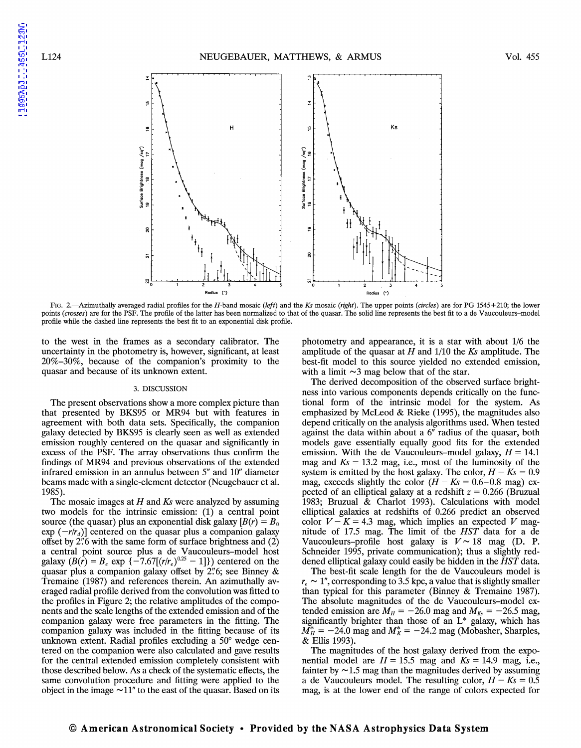FIG. 2.—Azimuthally averaged radial profiles for the *H*-band mosaic (*left*) and the *Ks* mosaic (*right*). The upper points (*circles*) are for PG 1545+210; the lower points (*crosses*) are for the PSF. The profile of the latter has been normalized to that of the quasar. The solid line represents the best fit to a de Vaucouleurs–model profile while the dashed line represents the best fit to an exponential disk profile.

to the west in the frames as a secondary calibrator. The uncertainty in the photometry is, however, significant, at least 20%–30%, because of the companion's proximity to the quasar and because of its unknown extent.

### 3. DISCUSSION

The present observations show a more complex picture than that presented by BKS95 or MR94 but with features in agreement with both data sets. Specifically, the companion galaxy detected by BKS95 is clearly seen as well as extended emission roughly centered on the quasar and significantly in excess of the PSF. The array observations thus confirm the findings of MR94 and previous observations of the extended infrared emission in an annulus between 5″ and 10″ diameter beams made with a single-element detector (Neugebauer et al. 1985).

The mosaic images at *H* and *Ks* were analyzed by assuming two models for the intrinsic emission: (1) a central point source (the quasar) plus an exponential disk galaxy [$B(r) = B_0 \exp(-r/r_d)$] centered on the quasar plus a companion galaxy offset by 2.″6 with the same form of surface brightness and (2) a central point source plus a de Vaucouleurs–model host galaxy ($B(r) = B_e \exp\{-7.67[(r/r_e)^{0.25} - 1]\}$) centered on the quasar plus a companion galaxy offset by 2.″6; see Binney & Tremaine (1987) and references therein. An azimuthally averaged radial profile derived from the convolution was fitted to the profiles in Figure 2; the relative amplitudes of the components and the scale lengths of the extended emission and of the companion galaxy were free parameters in the fitting. The companion galaxy was included in the fitting because of its unknown extent. Radial profiles excluding a 50° wedge centered on the companion were also calculated and gave results for the central extended emission completely consistent with those described below. As a check of the systematic effects, the same convolution procedure and fitting were applied to the object in the image ∼11″ to the east of the quasar. Based on its photometry and appearance, it is a star with about 1/6 the amplitude of the quasar at *H* and 1/10 the *Ks* amplitude. The best-fit model to this source yielded no extended emission, with a limit ∼3 mag below that of the star.

The derived decomposition of the observed surface brightness into various components depends critically on the functional form of the intrinsic model for the system. As emphasized by McLeod & Rieke (1995), the magnitudes also depend critically on the analysis algorithms used. When tested against the data within about a 6″ radius of the quasar, both models gave essentially equally good fits for the extended emission. With the de Vaucouleurs–model galaxy, $H = 14.1$ mag and $Ks = 13.2$ mag, i.e., most of the luminosity of the system is emitted by the host galaxy. The color, $H - Ks = 0.9$ mag, exceeds slightly the color ($H - Ks = 0.6$–$0.8$ mag) expected of an elliptical galaxy at a redshift $z = 0.266$ (Bruzual 1983; Bruzual & Charlot 1993). Calculations with model elliptical galaxies at redshifts of 0.266 predict an observed color $V - K = 4.3$ mag, which implies an expected *V* magnitude of 17.5 mag. The limit of the *HST* data for a de Vaucouleurs-profile host galaxy is $V \sim 18$ mag (D. P. Schneider 1995, private communication); thus a slightly reddened elliptical galaxy could easily be hidden in the *HST* data.

The best-fit scale length for the de Vaucouleurs model is $r_e \sim 1''$, corresponding to 3.5 kpc, a value that is slightly smaller than typical for this parameter (Binney & Tremaine 1987). The absolute magnitudes of the de Vaucouleurs–model extended emission are $M_H = -26.0$ mag and $M_{Ks} = -26.5$ mag, significantly brighter than those of an L* galaxy, which has $M_H^* = -24.0$ mag and $M_K^* = -24.2$ mag (Mobasher, Sharples, & Ellis 1993).

The magnitudes of the host galaxy derived from the exponential model are $H = 15.5$ mag and $Ks = 14.9$ mag, i.e., fainter by ∼1.5 mag than the magnitudes derived by assuming a de Vaucouleurs model. The resulting color, $H - Ks = 0.5$ mag, is at the lower end of the range of colors expected for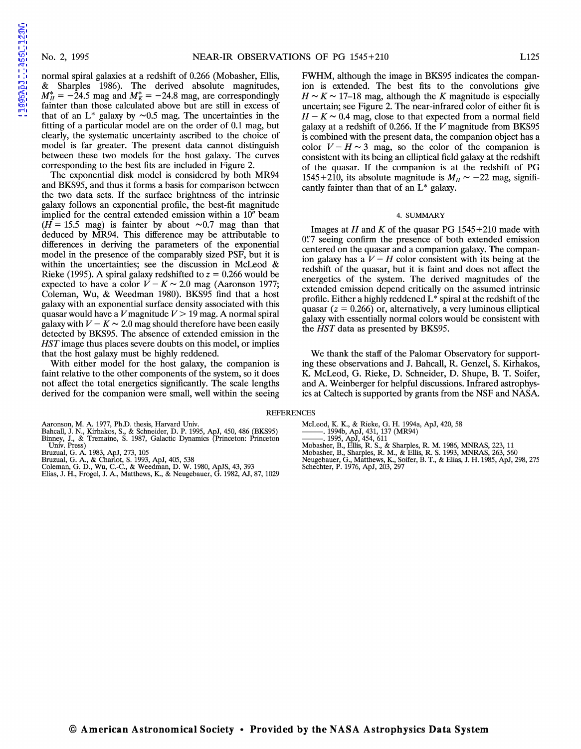normal spiral galaxies at a redshift of 0.266 (Mobasher, Ellis, & Sharples 1986). The derived absolute magnitudes, $M_H^* = -24.5$ mag and $M_K^* = -24.8$ mag, are correspondingly fainter than those calculated above but are still in excess of that of an L* galaxy by ~0.5 mag. The uncertainties in the fitting of a particular model are on the order of 0.1 mag, but clearly, the systematic uncertainty ascribed to the choice of model is far greater. The present data cannot distinguish between these two models for the host galaxy. The curves corresponding to the best fits are included in Figure 2.

The exponential disk model is considered by both MR94 and BKS95, and thus it forms a basis for comparison between the two data sets. If the surface brightness of the intrinsic galaxy follows an exponential profile, the best-fit magnitude implied for the central extended emission within a 10″ beam ($H = 15.5$ mag) is fainter by about ~0.7 mag than that deduced by MR94. This difference may be attributable to differences in deriving the parameters of the exponential model in the presence of the comparably sized PSF, but it is within the uncertainties; see the discussion in McLeod & Rieke (1995). A spiral galaxy redshifted to $z = 0.266$ would be expected to have a color $V - K \sim 2.0$ mag (Aaronson 1977; Coleman, Wu, & Weedman 1980). BKS95 find that a host galaxy with an exponential surface density associated with this quasar would have a $V$ magnitude $V > 19$ mag. A normal spiral galaxy with $V - K \sim 2.0$ mag should therefore have been easily detected by BKS95. The absence of extended emission in the *HST* image thus places severe doubts on this model, or implies that the host galaxy must be highly reddened.

With either model for the host galaxy, the companion is faint relative to the other components of the system, so it does not affect the total energetics significantly. The scale lengths derived for the companion were small, well within the seeing FWHM, although the image in BKS95 indicates the companion is extended. The best fits to the convolutions give $H \sim K \sim 17$–18 mag, although the $K$ magnitude is especially uncertain; see Figure 2. The near-infrared color of either fit is $H - K \sim 0.4$ mag, close to that expected from a normal field galaxy at a redshift of 0.266. If the $V$ magnitude from BKS95 is combined with the present data, the companion object has a color $V - H \sim 3$ mag, so the color of the companion is consistent with its being an elliptical field galaxy at the redshift of the quasar. If the companion is at the redshift of PG 1545+210, its absolute magnitude is $M_H \sim -22$ mag, significantly fainter than that of an L* galaxy.

## 4. SUMMARY

Images at $H$ and $K$ of the quasar PG 1545+210 made with 0″.7 seeing confirm the presence of both extended emission centered on the quasar and a companion galaxy. The companion galaxy has a $V - H$ color consistent with its being at the redshift of the quasar, but it is faint and does not affect the energetics of the system. The derived magnitudes of the extended emission depend critically on the assumed intrinsic profile. Either a highly reddened L* spiral at the redshift of the quasar ($z = 0.266$) or, alternatively, a very luminous elliptical galaxy with essentially normal colors would be consistent with the *HST* data as presented by BKS95.

We thank the staff of the Palomar Observatory for supporting these observations and J. Bahcall, R. Genzel, S. Kirhakos, K. McLeod, G. Rieke, D. Schneider, D. Shupe, B. T. Soifer, and A. Weinberger for helpful discussions. Infrared astrophysics at Caltech is supported by grants from the NSF and NASA.

## REFERENCES

Aaronson, M. A. 1977, Ph.D. thesis, Harvard Univ.
Bahcall, J. N., Kirhakos, S., & Schneider, D. P. 1995, ApJ, 450, 486 (BKS95)
Binney, J., & Tremaine, S. 1987, Galactic Dynamics (Princeton: Princeton Univ. Press)
Bruzual, G. A. 1983, ApJ, 273, 105
Bruzual, G. A., & Charlot, S. 1993, ApJ, 405, 538
Coleman, G. D., Wu, C.-C., & Weedman, D. W. 1980, ApJS, 43, 393
Elias, J. H., Frogel, J. A., Matthews, K., & Neugebauer, G. 1982, AJ, 87, 1029
McLeod, K. K., & Rieke, G. H. 1994a, ApJ, 420, 58
———. 1994b, ApJ, 431, 137 (MR94)
———. 1995, ApJ, 454, 611
Mobasher, B., Ellis, R. S., & Sharples, R. M. 1986, MNRAS, 223, 11
Mobasher, B., Sharples, R. M., & Ellis, R. S. 1993, MNRAS, 263, 560
Neugebauer, G., Matthews, K., Soifer, B. T., & Elias, J. H. 1985, ApJ, 298, 275
Schechter, P. 1976, ApJ, 203, 297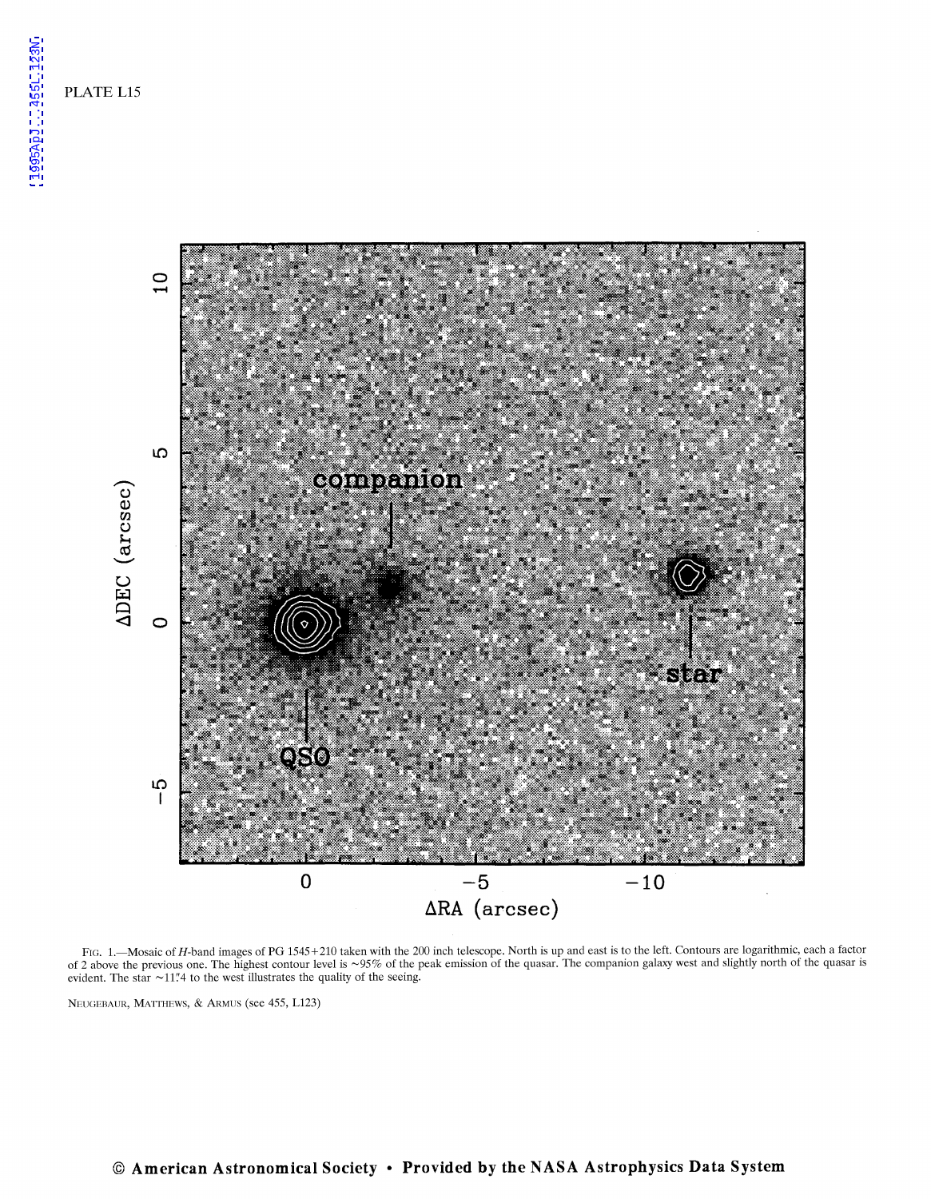PLATE L15

companion

star

QSO

ΔDEC (arcsec)

10

5

0

−5

0

−5

−10

ΔRA (arcsec)

FIG. 1.—Mosaic of *H*-band images of PG 1545+210 taken with the 200 inch telescope. North is up and east is to the left. Contours are logarithmic, each a factor of 2 above the previous one. The highest contour level is ~95% of the peak emission of the quasar. The companion galaxy west and slightly north of the quasar is evident. The star ~11".4 to the west illustrates the quality of the seeing.

NEUGEBAUR, MATTHEWS, & ARMUS (see 455, L123)